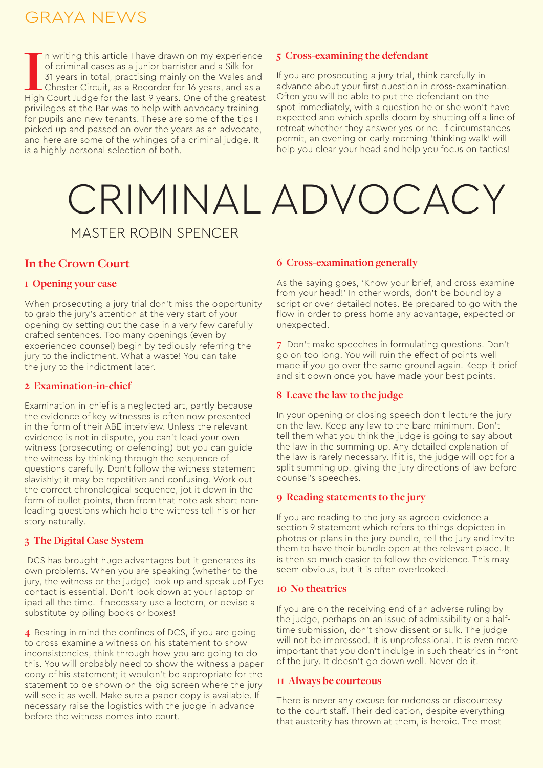# CRIMINAL ADVOCACY

MASTER ROBIN SPENCER

In writing this article I have drawn on my experience of criminal cases as a junior barrister and a Silk for 31 years in total, practising mainly on the Wales and Chester Circuit, as a Recorder for 16 years, and as a High Court Judge for the last 9 years. One of the greatest privileges at the Bar was to help with advocacy training for pupils and new tenants. These are some of the tips I picked up and passed on over the years as an advocate, and here are some of the whinges of a criminal judge. It is a highly personal selection of both.

## In the Crown Court

### 1 Opening your case

When prosecuting a jury trial don't miss the opportunity to grab the jury's attention at the very start of your opening by setting out the case in a very few carefully crafted sentences. Too many openings (even by experienced counsel) begin by tediously referring the jury to the indictment. What a waste! You can take the jury to the indictment later.

### 2 Examination-in-chief

Examination-in-chief is a neglected art, partly because the evidence of key witnesses is often now presented in the form of their ABE interview. Unless the relevant evidence is not in dispute, you can't lead your own witness (prosecuting or defending) but you can guide the witness by thinking through the sequence of questions carefully. Don't follow the witness statement slavishly; it may be repetitive and confusing. Work out the correct chronological sequence, jot it down in the form of bullet points, then from that note ask short non-leading questions which help the witness tell his or her story naturally.

### 3 The Digital Case System

DCS has brought huge advantages but it generates its own problems. When you are speaking (whether to the jury, the witness or the judge) look up and speak up! Eye contact is essential. Don't look down at your laptop or ipad all the time. If necessary use a lectern, or devise a substitute by piling books or boxes!

**4** Bearing in mind the confines of DCS, if you are going to cross-examine a witness on his statement to show inconsistencies, think through how you are going to do this. You will probably need to show the witness a paper copy of his statement; it wouldn't be appropriate for the statement to be shown on the big screen where the jury will see it as well. Make sure a paper copy is available. If necessary raise the logistics with the judge in advance before the witness comes into court.

### 5 Cross-examining the defendant

If you are prosecuting a jury trial, think carefully in advance about your first question in cross-examination. Often you will be able to put the defendant on the spot immediately, with a question he or she won't have expected and which spells doom by shutting off a line of retreat whether they answer yes or no. If circumstances permit, an evening or early morning 'thinking walk' will help you clear your head and help you focus on tactics!

### 6 Cross-examination generally

As the saying goes, 'Know your brief, and cross-examine from your head!' In other words, don't be bound by a script or over-detailed notes. Be prepared to go with the flow in order to press home any advantage, expected or unexpected.

**7** Don't make speeches in formulating questions. Don't go on too long. You will ruin the effect of points well made if you go over the same ground again. Keep it brief and sit down once you have made your best points.

### 8 Leave the law to the judge

In your opening or closing speech don't lecture the jury on the law. Keep any law to the bare minimum. Don't tell them what you think the judge is going to say about the law in the summing up. Any detailed explanation of the law is rarely necessary. If it is, the judge will opt for a split summing up, giving the jury directions of law before counsel's speeches.

### 9 Reading statements to the jury

If you are reading to the jury as agreed evidence a section 9 statement which refers to things depicted in photos or plans in the jury bundle, tell the jury and invite them to have their bundle open at the relevant place. It is then so much easier to follow the evidence. This may seem obvious, but it is often overlooked.

### 10 No theatrics

If you are on the receiving end of an adverse ruling by the judge, perhaps on an issue of admissibility or a half-time submission, don't show dissent or sulk. The judge will not be impressed. It is unprofessional. It is even more important that you don't indulge in such theatrics in front of the jury. It doesn't go down well. Never do it.

### 11 Always be courteous

There is never any excuse for rudeness or discourtesy to the court staff. Their dedication, despite everything that austerity has thrown at them, is heroic. The most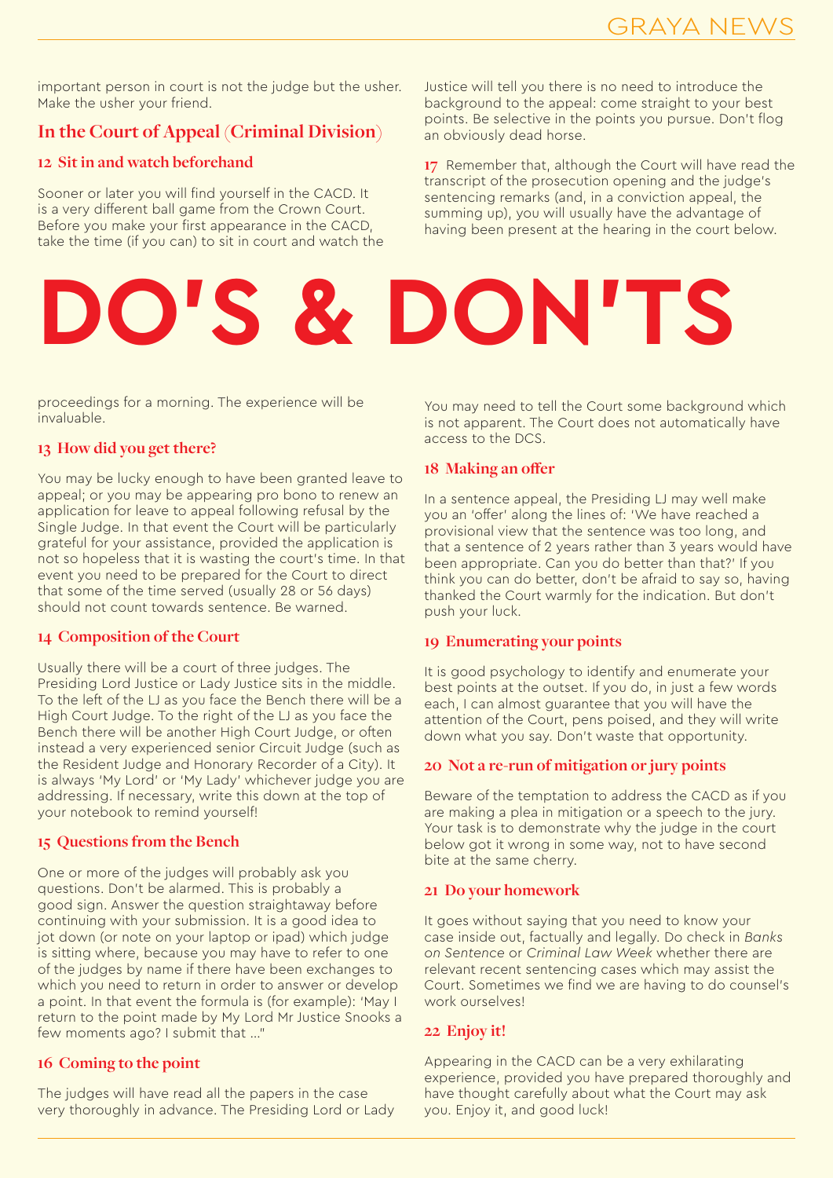important person in court is not the judge but the usher. Make the usher your friend.

## In the Court of Appeal (Criminal Division)

### 12 Sit in and watch beforehand

Sooner or later you will find yourself in the CACD. It is a very different ball game from the Crown Court. Before you make your first appearance in the CACD, take the time (if you can) to sit in court and watch the proceedings for a morning. The experience will be invaluable.

# DO'S & DON'TS

### 13 How did you get there?

You may be lucky enough to have been granted leave to appeal; or you may be appearing pro bono to renew an application for leave to appeal following refusal by the Single Judge. In that event the Court will be particularly grateful for your assistance, provided the application is not so hopeless that it is wasting the court's time. In that event you need to be prepared for the Court to direct that some of the time served (usually 28 or 56 days) should not count towards sentence. Be warned.

### 14 Composition of the Court

Usually there will be a court of three judges. The Presiding Lord Justice or Lady Justice sits in the middle. To the left of the LJ as you face the Bench there will be a High Court Judge. To the right of the LJ as you face the Bench there will be another High Court Judge, or often instead a very experienced senior Circuit Judge (such as the Resident Judge and Honorary Recorder of a City). It is always 'My Lord' or 'My Lady' whichever judge you are addressing. If necessary, write this down at the top of your notebook to remind yourself!

### 15 Questions from the Bench

One or more of the judges will probably ask you questions. Don't be alarmed. This is probably a good sign. Answer the question straightaway before continuing with your submission. It is a good idea to jot down (or note on your laptop or ipad) which judge is sitting where, because you may have to refer to one of the judges by name if there have been exchanges to which you need to return in order to answer or develop a point. In that event the formula is (for example): 'May I return to the point made by My Lord Mr Justice Snooks a few moments ago? I submit that ..."

### 16 Coming to the point

The judges will have read all the papers in the case very thoroughly in advance. The Presiding Lord or Lady Justice will tell you there is no need to introduce the background to the appeal: come straight to your best points. Be selective in the points you pursue. Don't flog an obviously dead horse.

**17** Remember that, although the Court will have read the transcript of the prosecution opening and the judge's sentencing remarks (and, in a conviction appeal, the summing up), you will usually have the advantage of having been present at the hearing in the court below. You may need to tell the Court some background which is not apparent. The Court does not automatically have access to the DCS.

### 18 Making an offer

In a sentence appeal, the Presiding LJ may well make you an 'offer' along the lines of: 'We have reached a provisional view that the sentence was too long, and that a sentence of 2 years rather than 3 years would have been appropriate. Can you do better than that?' If you think you can do better, don't be afraid to say so, having thanked the Court warmly for the indication. But don't push your luck.

### 19 Enumerating your points

It is good psychology to identify and enumerate your best points at the outset. If you do, in just a few words each, I can almost guarantee that you will have the attention of the Court, pens poised, and they will write down what you say. Don't waste that opportunity.

### 20 Not a re-run of mitigation or jury points

Beware of the temptation to address the CACD as if you are making a plea in mitigation or a speech to the jury. Your task is to demonstrate why the judge in the court below got it wrong in some way, not to have second bite at the same cherry.

### 21 Do your homework

It goes without saying that you need to know your case inside out, factually and legally. Do check in *Banks on Sentence* or *Criminal Law Week* whether there are relevant recent sentencing cases which may assist the Court. Sometimes we find we are having to do counsel's work ourselves!

### 22 Enjoy it!

Appearing in the CACD can be a very exhilarating experience, provided you have prepared thoroughly and have thought carefully about what the Court may ask you. Enjoy it, and good luck!